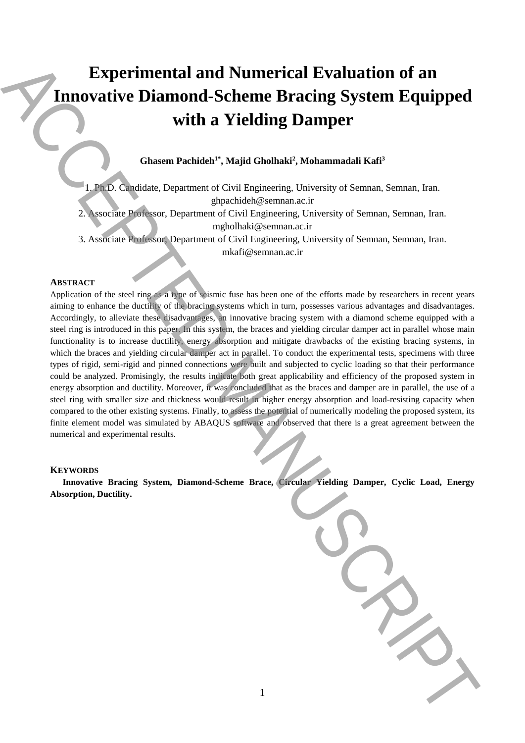# Experimental and Numerical Evaluation of an Innovative Diamond-Scheme Bracing System Equipped with a Yielding Damper

**Ghasem Pachideh[1*], Majid Gholhaki[2], Mohammadali Kafi[3]**

1. Ph.D. Candidate, Department of Civil Engineering, University of Semnan, Semnan, Iran. ghpachideh@semnan.ac.ir
2. Associate Professor, Department of Civil Engineering, University of Semnan, Semnan, Iran. mgholhaki@semnan.ac.ir
3. Associate Professor, Department of Civil Engineering, University of Semnan, Semnan, Iran. mkafi@semnan.ac.ir

## Abstract

Application of the steel ring as a type of seismic fuse has been one of the efforts made by researchers in recent years aiming to enhance the ductility of the bracing systems which in turn, possesses various advantages and disadvantages. Accordingly, to alleviate these disadvantages, an innovative bracing system with a diamond scheme equipped with a steel ring is introduced in this paper. In this system, the braces and yielding circular damper act in parallel whose main functionality is to increase ductility, energy absorption and mitigate drawbacks of the existing bracing systems, in which the braces and yielding circular damper act in parallel. To conduct the experimental tests, specimens with three types of rigid, semi-rigid and pinned connections were built and subjected to cyclic loading so that their performance could be analyzed. Promisingly, the results indicate both great applicability and efficiency of the proposed system in energy absorption and ductility. Moreover, it was concluded that as the braces and damper are in parallel, the use of a steel ring with smaller size and thickness would result in higher energy absorption and load-resisting capacity when compared to the other existing systems. Finally, to assess the potential of numerically modeling the proposed system, its finite element model was simulated by ABAQUS software and observed that there is a great agreement between the numerical and experimental results.

## Keywords

**Innovative Bracing System, Diamond-Scheme Brace, Circular Yielding Damper, Cyclic Load, Energy Absorption, Ductility.**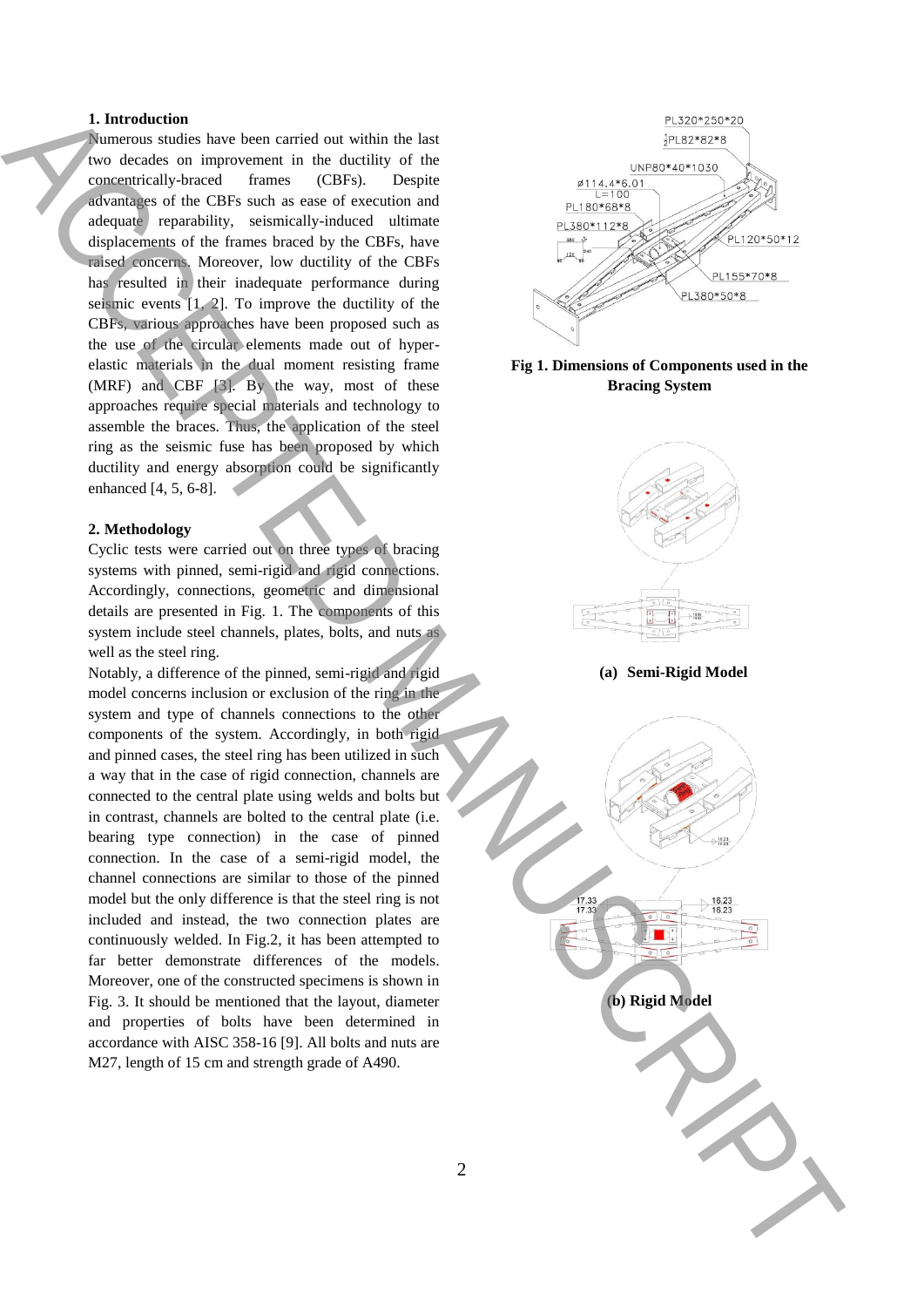## 1. Introduction

Numerous studies have been carried out within the last two decades on improvement in the ductility of the concentrically-braced frames (CBFs). Despite advantages of the CBFs such as ease of execution and adequate reparability, seismically-induced ultimate displacements of the frames braced by the CBFs, have raised concerns. Moreover, low ductility of the CBFs has resulted in their inadequate performance during seismic events [1, 2]. To improve the ductility of the CBFs, various approaches have been proposed such as the use of the circular elements made out of hyper-elastic materials in the dual moment resisting frame (MRF) and CBF [3]. By the way, most of these approaches require special materials and technology to assemble the braces. Thus, the application of the steel ring as the seismic fuse has been proposed by which ductility and energy absorption could be significantly enhanced [4, 5, 6-8].

## 2. Methodology

Cyclic tests were carried out on three types of bracing systems with pinned, semi-rigid and rigid connections. Accordingly, connections, geometric and dimensional details are presented in Fig. 1. The components of this system include steel channels, plates, bolts, and nuts as well as the steel ring.

Notably, a difference of the pinned, semi-rigid and rigid model concerns inclusion or exclusion of the ring in the system and type of channels connections to the other components of the system. Accordingly, in both rigid and pinned cases, the steel ring has been utilized in such a way that in the case of rigid connection, channels are connected to the central plate using welds and bolts but in contrast, channels are bolted to the central plate (i.e. bearing type connection) in the case of pinned connection. In the case of a semi-rigid model, the channel connections are similar to those of the pinned model but the only difference is that the steel ring is not included and instead, the two connection plates are continuously welded. In Fig.2, it has been attempted to far better demonstrate differences of the models. Moreover, one of the constructed specimens is shown in Fig. 3. It should be mentioned that the layout, diameter and properties of bolts have been determined in accordance with AISC 358-16 [9]. All bolts and nuts are M27, length of 15 cm and strength grade of A490.

**Fig 1. Dimensions of Components used in the Bracing System**

**(a) Semi-Rigid Model**

**(b) Rigid Model**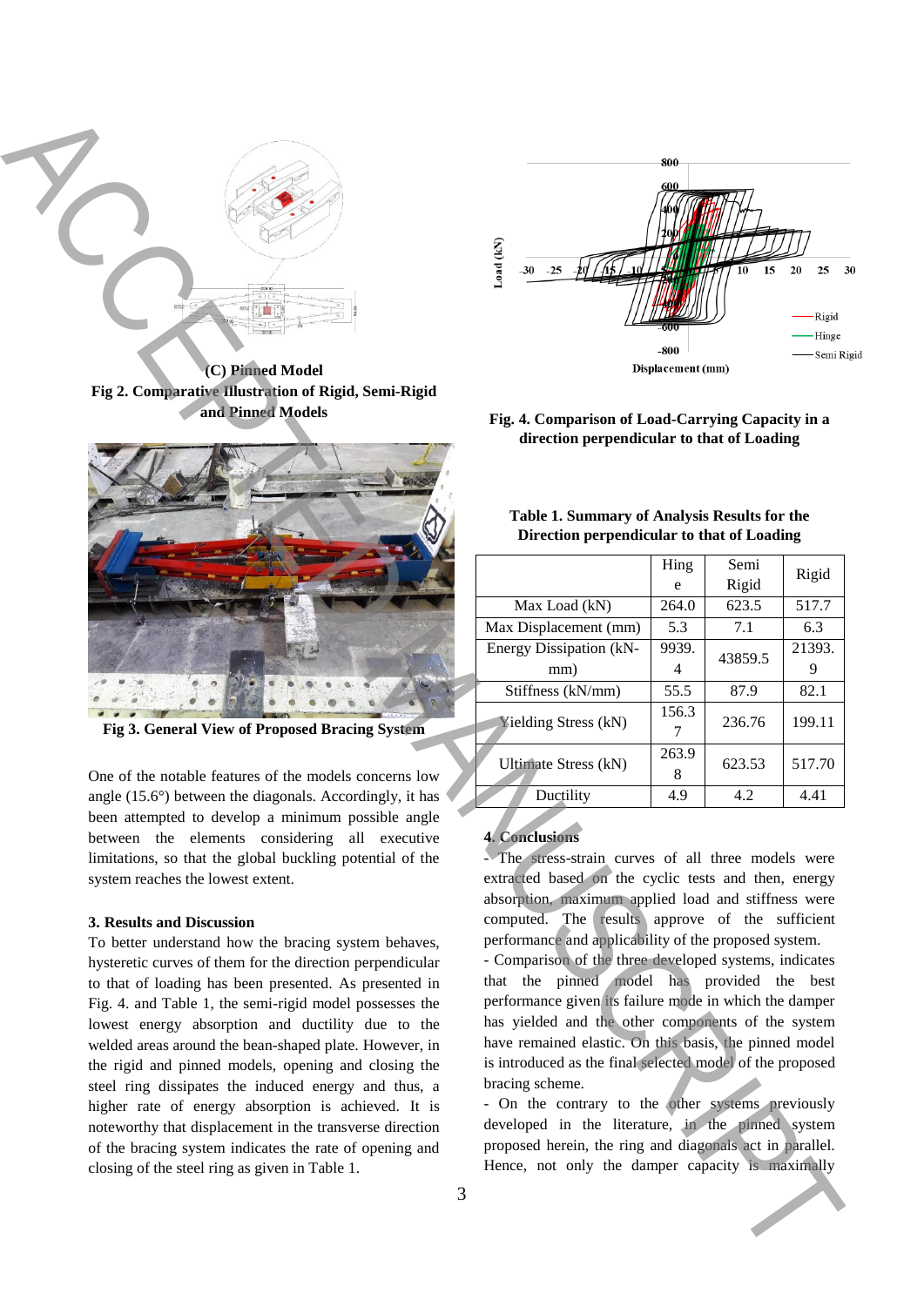(C) Pinned Model

**Fig 2. Comparative Illustration of Rigid, Semi-Rigid and Pinned Models**

**Fig 3. General View of Proposed Bracing System**

One of the notable features of the models concerns low angle (15.6°) between the diagonals. Accordingly, it has been attempted to develop a minimum possible angle between the elements considering all executive limitations, so that the global buckling potential of the system reaches the lowest extent.

### 3. Results and Discussion

To better understand how the bracing system behaves, hysteretic curves of them for the direction perpendicular to that of loading has been presented. As presented in Fig. 4. and Table 1, the semi-rigid model possesses the lowest energy absorption and ductility due to the welded areas around the bean-shaped plate. However, in the rigid and pinned models, opening and closing the steel ring dissipates the induced energy and thus, a higher rate of energy absorption is achieved. It is noteworthy that displacement in the transverse direction of the bracing system indicates the rate of opening and closing of the steel ring as given in Table 1.

**Fig. 4. Comparison of Load-Carrying Capacity in a direction perpendicular to that of Loading**

**Table 1. Summary of Analysis Results for the Direction perpendicular to that of Loading**

| | Hinge | Semi Rigid | Rigid |
|---|---|---|---|
| Max Load (kN) | 264.0 | 623.5 | 517.7 |
| Max Displacement (mm) | 5.3 | 7.1 | 6.3 |
| Energy Dissipation (kN-mm) | 9939.4 | 43859.5 | 21393.9 |
| Stiffness (kN/mm) | 55.5 | 87.9 | 82.1 |
| Yielding Stress (kN) | 156.37 | 236.76 | 199.11 |
| Ultimate Stress (kN) | 263.98 | 623.53 | 517.70 |
| Ductility | 4.9 | 4.2 | 4.41 |

### 4. Conclusions

- The stress-strain curves of all three models were extracted based on the cyclic tests and then, energy absorption, maximum applied load and stiffness were computed. The results approve of the sufficient performance and applicability of the proposed system.

- Comparison of the three developed systems, indicates that the pinned model has provided the best performance given its failure mode in which the damper has yielded and the other components of the system have remained elastic. On this basis, the pinned model is introduced as the final selected model of the proposed bracing scheme.

- On the contrary to the other systems previously developed in the literature, in the pinned system proposed herein, the ring and diagonals act in parallel. Hence, not only the damper capacity is maximally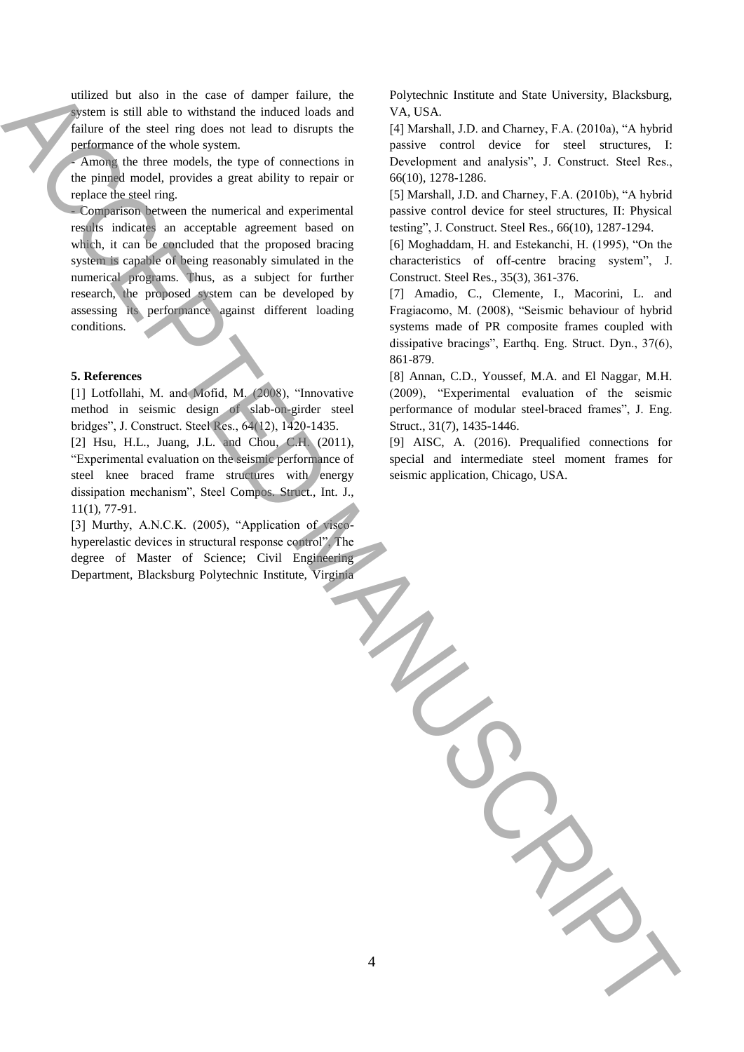utilized but also in the case of damper failure, the system is still able to withstand the induced loads and failure of the steel ring does not lead to disrupts the performance of the whole system.

- Among the three models, the type of connections in the pinned model, provides a great ability to repair or replace the steel ring.
- Comparison between the numerical and experimental results indicates an acceptable agreement based on which, it can be concluded that the proposed bracing system is capable of being reasonably simulated in the numerical programs. Thus, as a subject for further research, the proposed system can be developed by assessing its performance against different loading conditions.

### 5. References

[1] Lotfollahi, M. and Mofid, M. (2008), "Innovative method in seismic design of slab-on-girder steel bridges", J. Construct. Steel Res., 64(12), 1420-1435.

[2] Hsu, H.L., Juang, J.L. and Chou, C.H. (2011), "Experimental evaluation on the seismic performance of steel knee braced frame structures with energy dissipation mechanism", Steel Compos. Struct., Int. J., 11(1), 77-91.

[3] Murthy, A.N.C.K. (2005), "Application of visco-hyperelastic devices in structural response control", The degree of Master of Science; Civil Engineering Department, Blacksburg Polytechnic Institute, Virginia Polytechnic Institute and State University, Blacksburg, VA, USA.

[4] Marshall, J.D. and Charney, F.A. (2010a), "A hybrid passive control device for steel structures, I: Development and analysis", J. Construct. Steel Res., 66(10), 1278-1286.

[5] Marshall, J.D. and Charney, F.A. (2010b), "A hybrid passive control device for steel structures, II: Physical testing", J. Construct. Steel Res., 66(10), 1287-1294.

[6] Moghaddam, H. and Estekanchi, H. (1995), "On the characteristics of off-centre bracing system", J. Construct. Steel Res., 35(3), 361-376.

[7] Amadio, C., Clemente, I., Macorini, L. and Fragiacomo, M. (2008), "Seismic behaviour of hybrid systems made of PR composite frames coupled with dissipative bracings", Earthq. Eng. Struct. Dyn., 37(6), 861-879.

[8] Annan, C.D., Youssef, M.A. and El Naggar, M.H. (2009), "Experimental evaluation of the seismic performance of modular steel-braced frames", J. Eng. Struct., 31(7), 1435-1446.

[9] AISC, A. (2016). Prequalified connections for special and intermediate steel moment frames for seismic application, Chicago, USA.